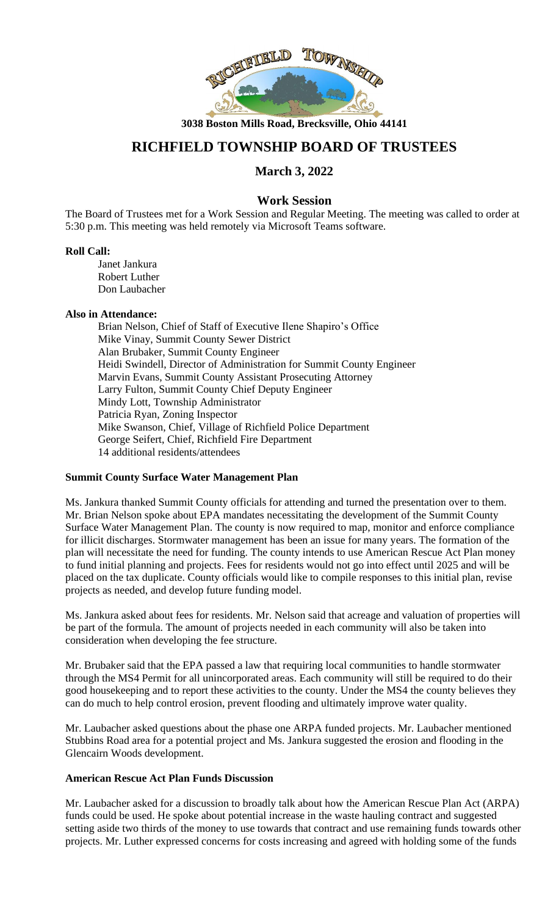3038 Boston Mills Road, Brecksville, Ohio 44141

# RICHFIELD TOWNSHIP BOARD OF TRUSTEES

## March 3, 2022

### Work Session

The Board of Trustees met for a Work Session and Regular Meeting. The meeting was called to order at 5:30 p.m. This meeting was held remotely via Microsoft Teams software.

**Roll Call:**

Janet Jankura
Robert Luther
Don Laubacher

**Also in Attendance:**

Brian Nelson, Chief of Staff of Executive Ilene Shapiro's Office
Mike Vinay, Summit County Sewer District
Alan Brubaker, Summit County Engineer
Heidi Swindell, Director of Administration for Summit County Engineer
Marvin Evans, Summit County Assistant Prosecuting Attorney
Larry Fulton, Summit County Chief Deputy Engineer
Mindy Lott, Township Administrator
Patricia Ryan, Zoning Inspector
Mike Swanson, Chief, Village of Richfield Police Department
George Seifert, Chief, Richfield Fire Department
14 additional residents/attendees

**Summit County Surface Water Management Plan**

Ms. Jankura thanked Summit County officials for attending and turned the presentation over to them. Mr. Brian Nelson spoke about EPA mandates necessitating the development of the Summit County Surface Water Management Plan. The county is now required to map, monitor and enforce compliance for illicit discharges. Stormwater management has been an issue for many years. The formation of the plan will necessitate the need for funding. The county intends to use American Rescue Act Plan money to fund initial planning and projects. Fees for residents would not go into effect until 2025 and will be placed on the tax duplicate. County officials would like to compile responses to this initial plan, revise projects as needed, and develop future funding model.

Ms. Jankura asked about fees for residents. Mr. Nelson said that acreage and valuation of properties will be part of the formula. The amount of projects needed in each community will also be taken into consideration when developing the fee structure.

Mr. Brubaker said that the EPA passed a law that requiring local communities to handle stormwater through the MS4 Permit for all unincorporated areas. Each community will still be required to do their good housekeeping and to report these activities to the county. Under the MS4 the county believes they can do much to help control erosion, prevent flooding and ultimately improve water quality.

Mr. Laubacher asked questions about the phase one ARPA funded projects. Mr. Laubacher mentioned Stubbins Road area for a potential project and Ms. Jankura suggested the erosion and flooding in the Glencairn Woods development.

**American Rescue Act Plan Funds Discussion**

Mr. Laubacher asked for a discussion to broadly talk about how the American Rescue Plan Act (ARPA) funds could be used. He spoke about potential increase in the waste hauling contract and suggested setting aside two thirds of the money to use towards that contract and use remaining funds towards other projects. Mr. Luther expressed concerns for costs increasing and agreed with holding some of the funds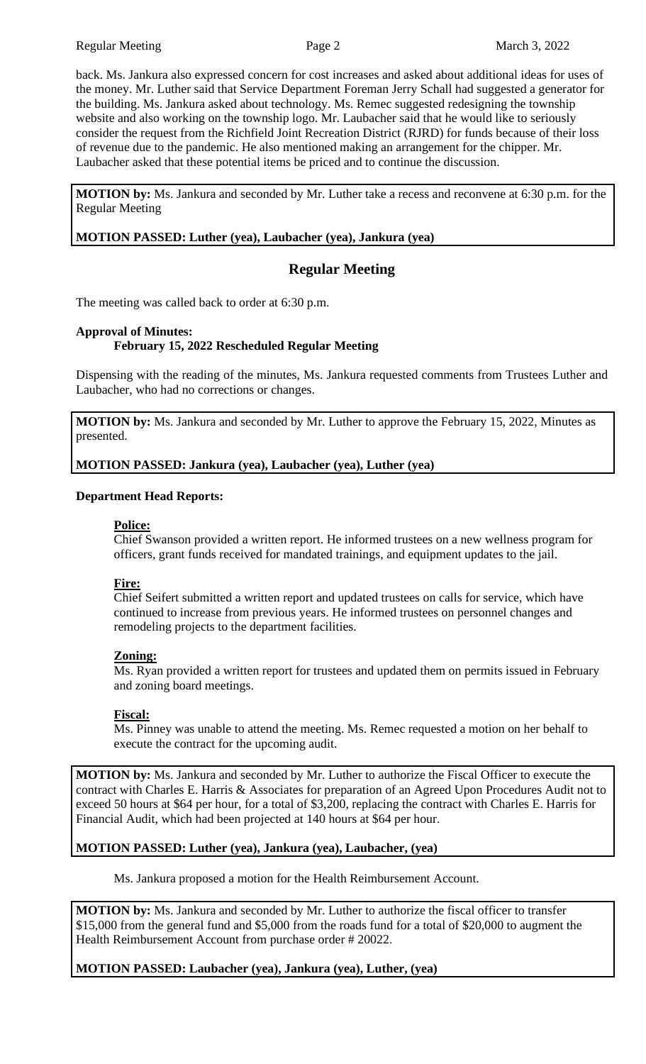back. Ms. Jankura also expressed concern for cost increases and asked about additional ideas for uses of the money. Mr. Luther said that Service Department Foreman Jerry Schall had suggested a generator for the building. Ms. Jankura asked about technology. Ms. Remec suggested redesigning the township website and also working on the township logo. Mr. Laubacher said that he would like to seriously consider the request from the Richfield Joint Recreation District (RJRD) for funds because of their loss of revenue due to the pandemic. He also mentioned making an arrangement for the chipper. Mr. Laubacher asked that these potential items be priced and to continue the discussion.

**MOTION by:** Ms. Jankura and seconded by Mr. Luther take a recess and reconvene at 6:30 p.m. for the Regular Meeting

**MOTION PASSED: Luther (yea), Laubacher (yea), Jankura (yea)**

## Regular Meeting

The meeting was called back to order at 6:30 p.m.

**Approval of Minutes:**
**February 15, 2022 Rescheduled Regular Meeting**

Dispensing with the reading of the minutes, Ms. Jankura requested comments from Trustees Luther and Laubacher, who had no corrections or changes.

**MOTION by:** Ms. Jankura and seconded by Mr. Luther to approve the February 15, 2022, Minutes as presented.

**MOTION PASSED: Jankura (yea), Laubacher (yea), Luther (yea)**

**Department Head Reports:**

**Police:**
Chief Swanson provided a written report. He informed trustees on a new wellness program for officers, grant funds received for mandated trainings, and equipment updates to the jail.

**Fire:**
Chief Seifert submitted a written report and updated trustees on calls for service, which have continued to increase from previous years. He informed trustees on personnel changes and remodeling projects to the department facilities.

**Zoning:**
Ms. Ryan provided a written report for trustees and updated them on permits issued in February and zoning board meetings.

**Fiscal:**
Ms. Pinney was unable to attend the meeting. Ms. Remec requested a motion on her behalf to execute the contract for the upcoming audit.

**MOTION by:** Ms. Jankura and seconded by Mr. Luther to authorize the Fiscal Officer to execute the contract with Charles E. Harris & Associates for preparation of an Agreed Upon Procedures Audit not to exceed 50 hours at $64 per hour, for a total of $3,200, replacing the contract with Charles E. Harris for Financial Audit, which had been projected at 140 hours at $64 per hour.

**MOTION PASSED: Luther (yea), Jankura (yea), Laubacher, (yea)**

Ms. Jankura proposed a motion for the Health Reimbursement Account.

**MOTION by:** Ms. Jankura and seconded by Mr. Luther to authorize the fiscal officer to transfer $15,000 from the general fund and $5,000 from the roads fund for a total of $20,000 to augment the Health Reimbursement Account from purchase order # 20022.

**MOTION PASSED: Laubacher (yea), Jankura (yea), Luther, (yea)**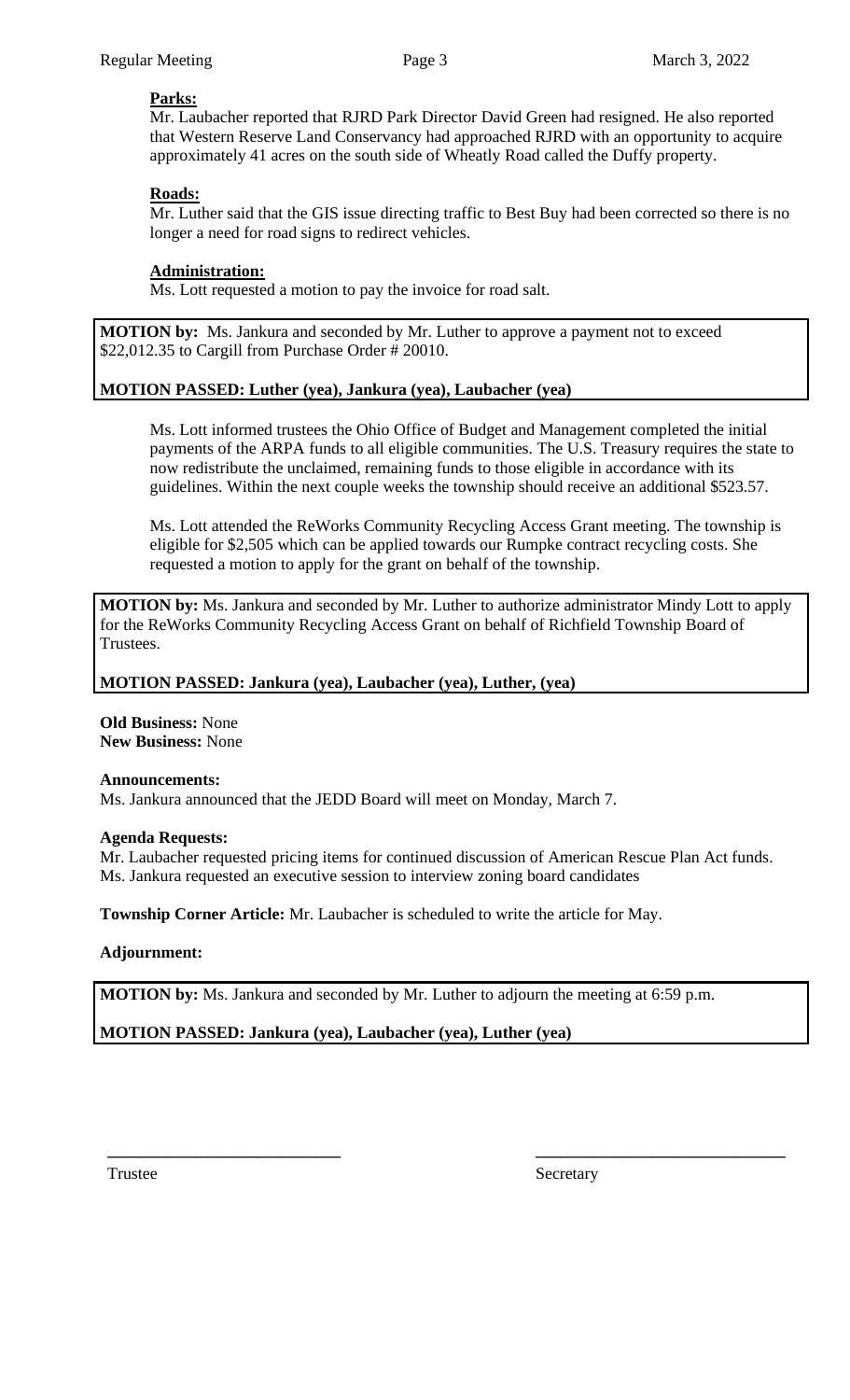**Parks:**

Mr. Laubacher reported that RJRD Park Director David Green had resigned. He also reported that Western Reserve Land Conservancy had approached RJRD with an opportunity to acquire approximately 41 acres on the south side of Wheatly Road called the Duffy property.

**Roads:**

Mr. Luther said that the GIS issue directing traffic to Best Buy had been corrected so there is no longer a need for road signs to redirect vehicles.

**Administration:**

Ms. Lott requested a motion to pay the invoice for road salt.

**MOTION by:** Ms. Jankura and seconded by Mr. Luther to approve a payment not to exceed $22,012.35 to Cargill from Purchase Order # 20010.

**MOTION PASSED: Luther (yea), Jankura (yea), Laubacher (yea)**

Ms. Lott informed trustees the Ohio Office of Budget and Management completed the initial payments of the ARPA funds to all eligible communities. The U.S. Treasury requires the state to now redistribute the unclaimed, remaining funds to those eligible in accordance with its guidelines. Within the next couple weeks the township should receive an additional $523.57.

Ms. Lott attended the ReWorks Community Recycling Access Grant meeting. The township is eligible for $2,505 which can be applied towards our Rumpke contract recycling costs. She requested a motion to apply for the grant on behalf of the township.

**MOTION by:** Ms. Jankura and seconded by Mr. Luther to authorize administrator Mindy Lott to apply for the ReWorks Community Recycling Access Grant on behalf of Richfield Township Board of Trustees.

**MOTION PASSED: Jankura (yea), Laubacher (yea), Luther, (yea)**

**Old Business:** None
**New Business:** None

**Announcements:**
Ms. Jankura announced that the JEDD Board will meet on Monday, March 7.

**Agenda Requests:**
Mr. Laubacher requested pricing items for continued discussion of American Rescue Plan Act funds.
Ms. Jankura requested an executive session to interview zoning board candidates

**Township Corner Article:** Mr. Laubacher is scheduled to write the article for May.

**Adjournment:**

**MOTION by:** Ms. Jankura and seconded by Mr. Luther to adjourn the meeting at 6:59 p.m.

**MOTION PASSED: Jankura (yea), Laubacher (yea), Luther (yea)**

\_\_\_\_\_\_\_\_\_\_\_\_\_\_\_\_\_\_\_\_\_\_\_\_\_\_\_\_ \_\_\_\_\_\_\_\_\_\_\_\_\_\_\_\_\_\_\_\_\_\_\_\_\_\_\_\_\_\_

Trustee Secretary